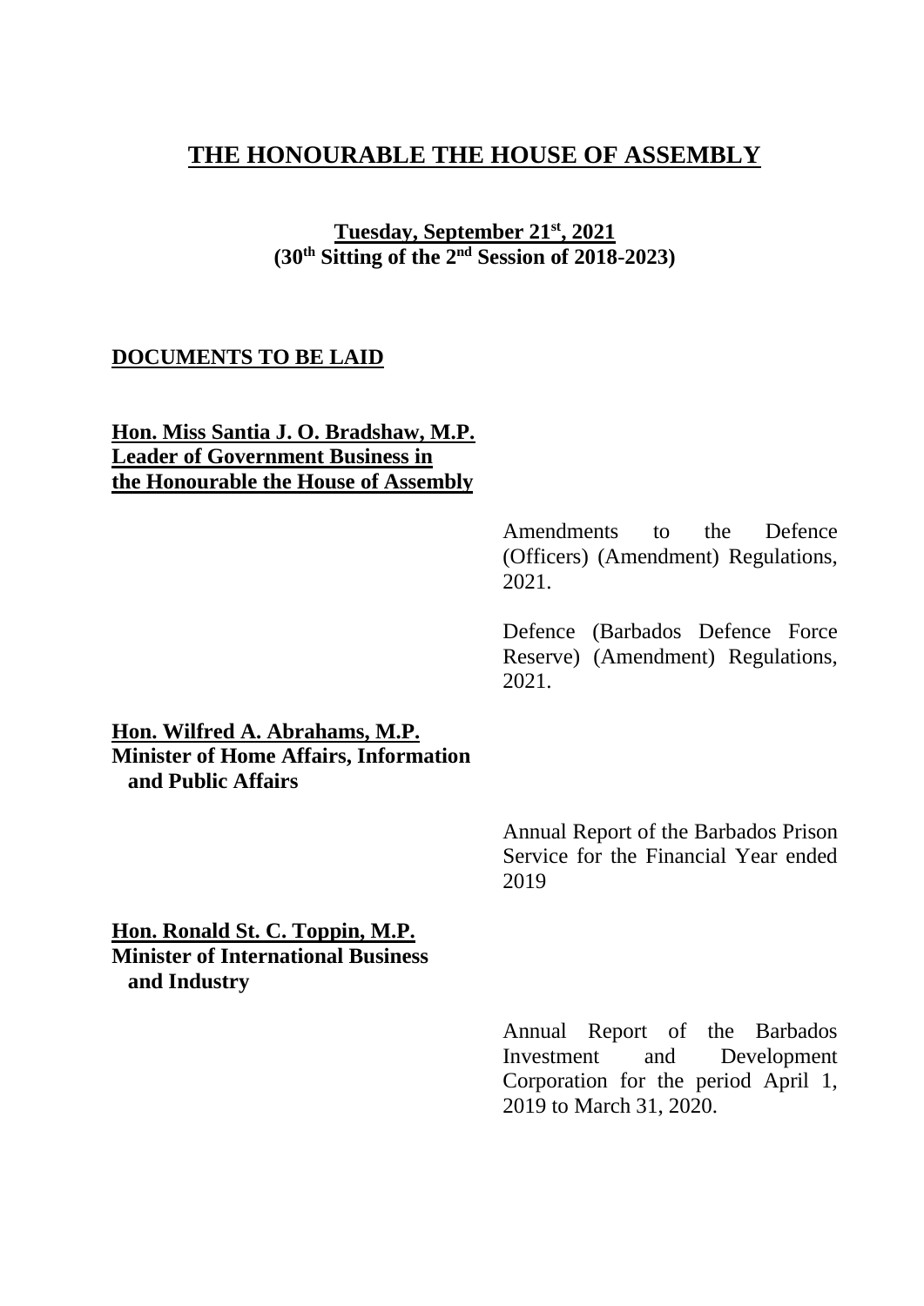# THE HONOURABLE THE HOUSE OF ASSEMBLY

**Tuesday, September 21st, 2021**
**(30th Sitting of the 2nd Session of 2018-2023)**

## DOCUMENTS TO BE LAID

**Hon. Miss Santia J. O. Bradshaw, M.P.**
**Leader of Government Business in the Honourable the House of Assembly**

Amendments to the Defence (Officers) (Amendment) Regulations, 2021.

Defence (Barbados Defence Force Reserve) (Amendment) Regulations, 2021.

**Hon. Wilfred A. Abrahams, M.P.**
**Minister of Home Affairs, Information and Public Affairs**

Annual Report of the Barbados Prison Service for the Financial Year ended 2019

**Hon. Ronald St. C. Toppin, M.P.**
**Minister of International Business and Industry**

Annual Report of the Barbados Investment and Development Corporation for the period April 1, 2019 to March 31, 2020.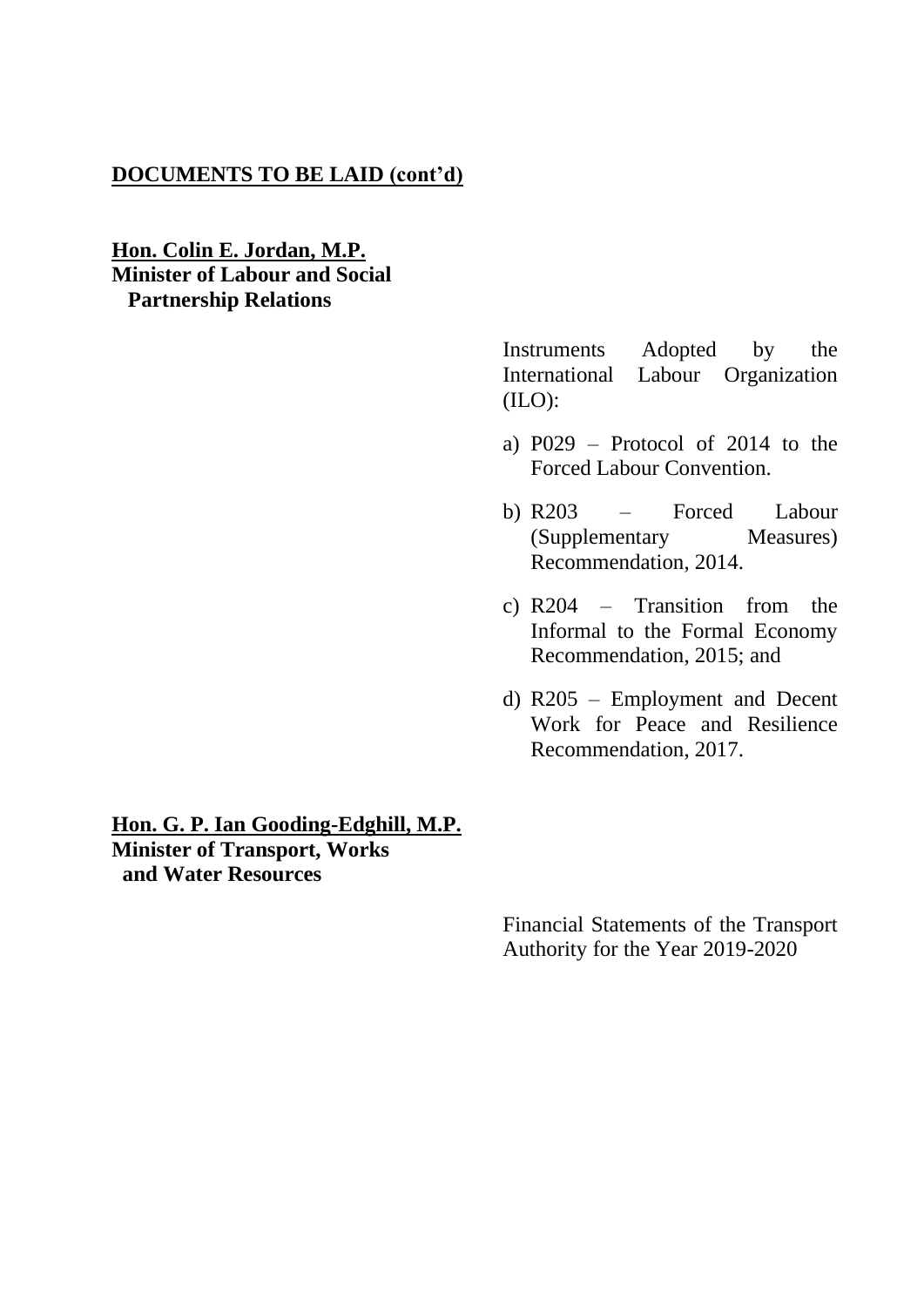**DOCUMENTS TO BE LAID (cont'd)**

**Hon. Colin E. Jordan, M.P.**
**Minister of Labour and Social Partnership Relations**

Instruments Adopted by the International Labour Organization (ILO):

a) P029 – Protocol of 2014 to the Forced Labour Convention.

b) R203 – Forced Labour (Supplementary Measures) Recommendation, 2014.

c) R204 – Transition from the Informal to the Formal Economy Recommendation, 2015; and

d) R205 – Employment and Decent Work for Peace and Resilience Recommendation, 2017.

**Hon. G. P. Ian Gooding-Edghill, M.P.**
**Minister of Transport, Works and Water Resources**

Financial Statements of the Transport Authority for the Year 2019-2020